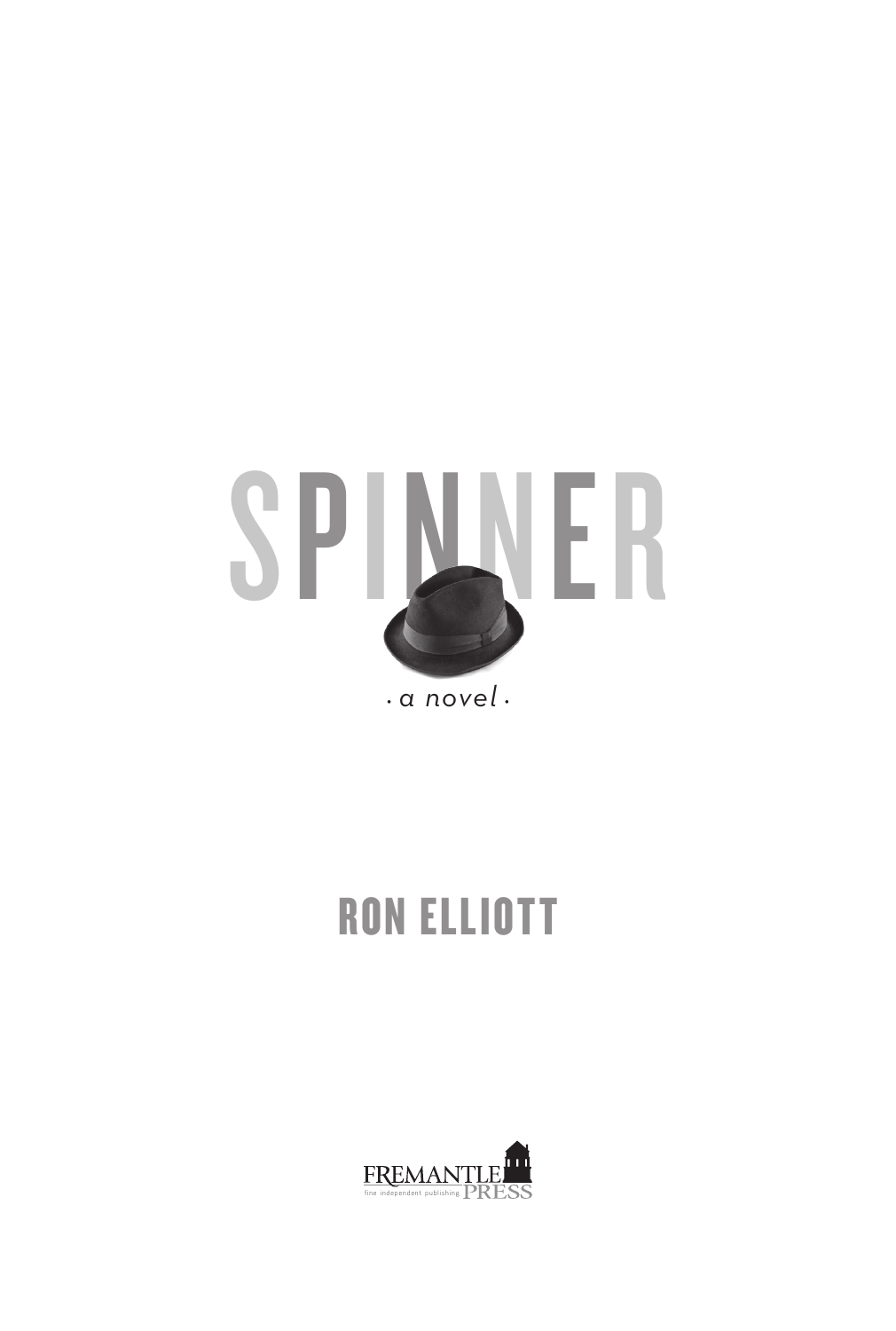# SPINNER

· *a novel* ·

## RON ELLIOTT

FREMANTLE PRESS
fine independent publishing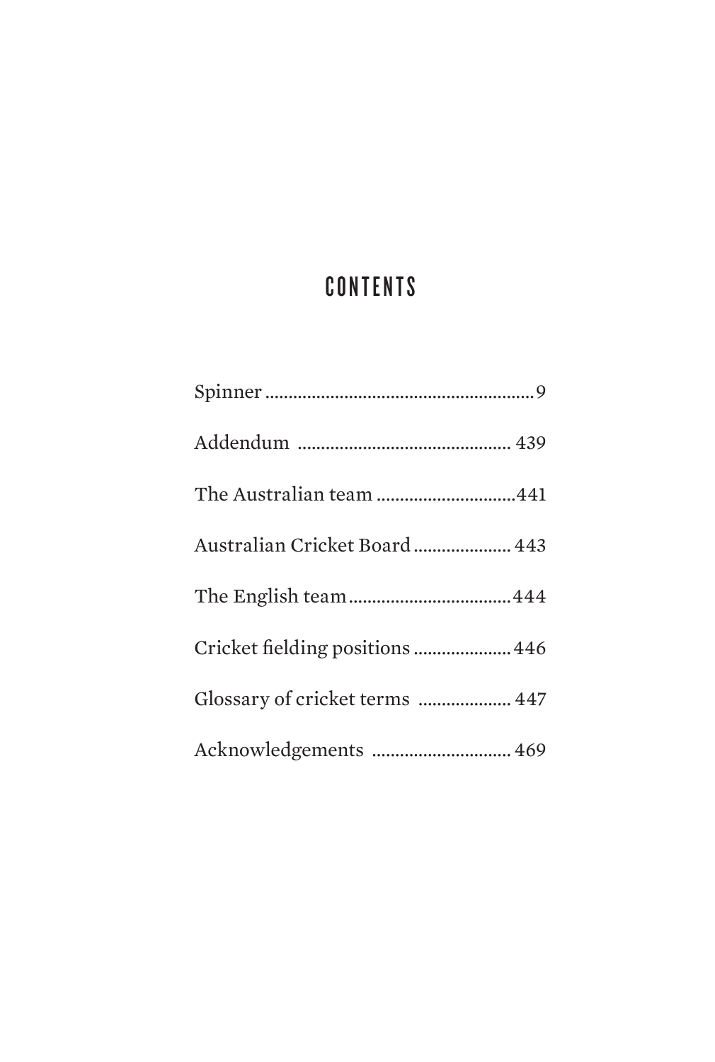# CONTENTS

Spinner ........................................................ 9

Addendum .............................................. 439

The Australian team .............................. 441

Australian Cricket Board ..................... 443

The English team ................................... 444

Cricket fielding positions ..................... 446

Glossary of cricket terms .................... 447

Acknowledgements .............................. 469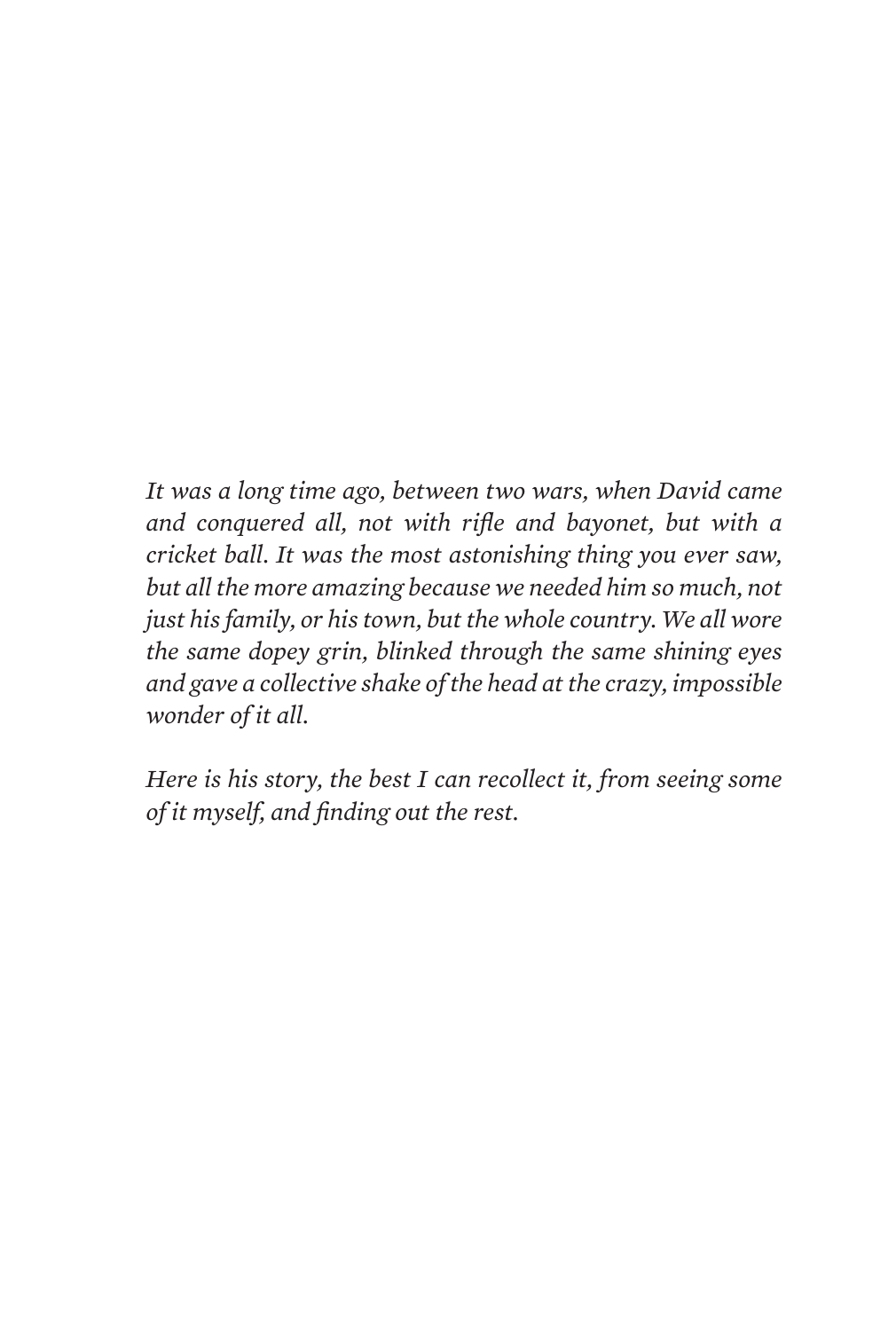*It was a long time ago, between two wars, when David came and conquered all, not with rifle and bayonet, but with a cricket ball. It was the most astonishing thing you ever saw, but all the more amazing because we needed him so much, not just his family, or his town, but the whole country. We all wore the same dopey grin, blinked through the same shining eyes and gave a collective shake of the head at the crazy, impossible wonder of it all.*

*Here is his story, the best I can recollect it, from seeing some of it myself, and finding out the rest.*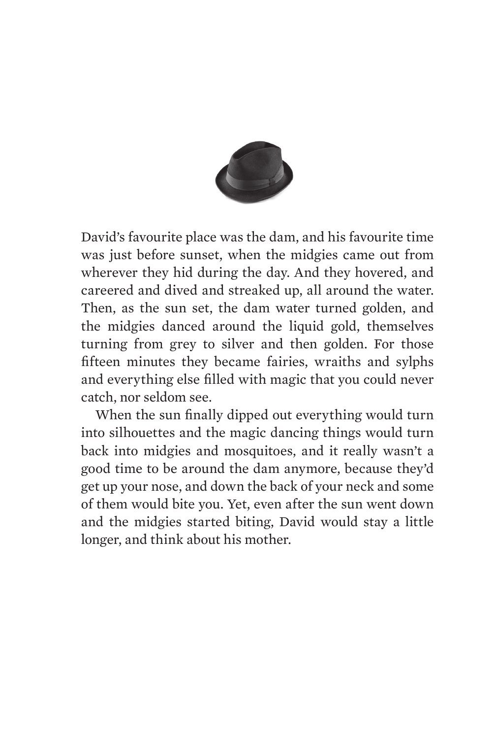David's favourite place was the dam, and his favourite time was just before sunset, when the midgies came out from wherever they hid during the day. And they hovered, and careered and dived and streaked up, all around the water. Then, as the sun set, the dam water turned golden, and the midgies danced around the liquid gold, themselves turning from grey to silver and then golden. For those fifteen minutes they became fairies, wraiths and sylphs and everything else filled with magic that you could never catch, nor seldom see.

When the sun finally dipped out everything would turn into silhouettes and the magic dancing things would turn back into midgies and mosquitoes, and it really wasn't a good time to be around the dam anymore, because they'd get up your nose, and down the back of your neck and some of them would bite you. Yet, even after the sun went down and the midgies started biting, David would stay a little longer, and think about his mother.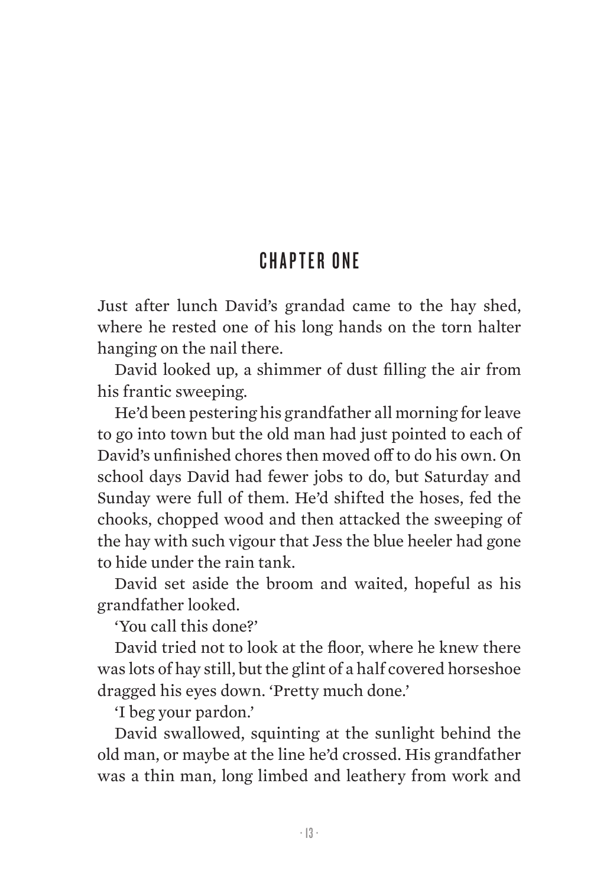## CHAPTER ONE

Just after lunch David's grandad came to the hay shed, where he rested one of his long hands on the torn halter hanging on the nail there.

David looked up, a shimmer of dust filling the air from his frantic sweeping.

He'd been pestering his grandfather all morning for leave to go into town but the old man had just pointed to each of David's unfinished chores then moved off to do his own. On school days David had fewer jobs to do, but Saturday and Sunday were full of them. He'd shifted the hoses, fed the chooks, chopped wood and then attacked the sweeping of the hay with such vigour that Jess the blue heeler had gone to hide under the rain tank.

David set aside the broom and waited, hopeful as his grandfather looked.

'You call this done?'

David tried not to look at the floor, where he knew there was lots of hay still, but the glint of a half covered horseshoe dragged his eyes down. 'Pretty much done.'

'I beg your pardon.'

David swallowed, squinting at the sunlight behind the old man, or maybe at the line he'd crossed. His grandfather was a thin man, long limbed and leathery from work and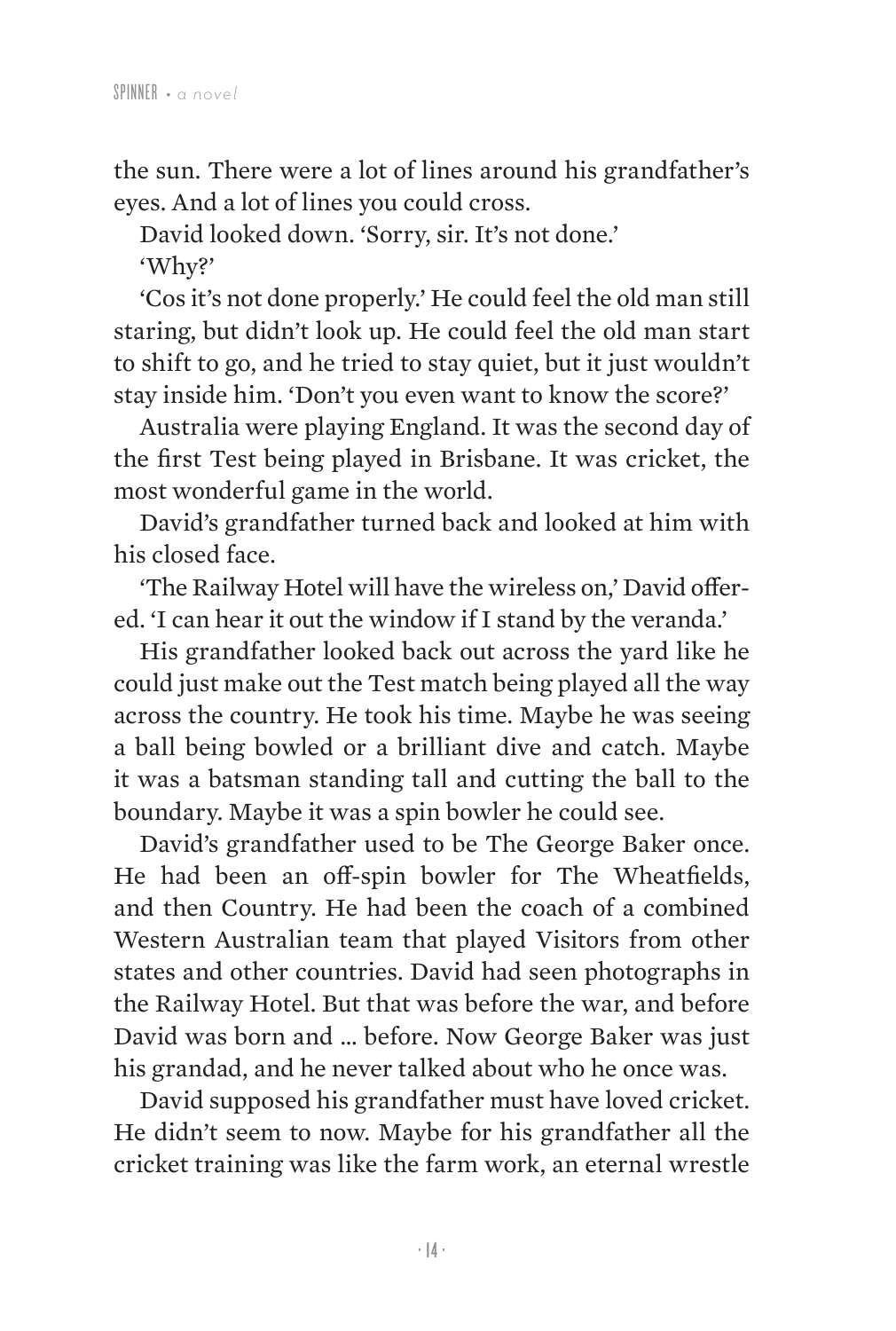the sun. There were a lot of lines around his grandfather's eyes. And a lot of lines you could cross.

David looked down. 'Sorry, sir. It's not done.'

'Why?'

'Cos it's not done properly.' He could feel the old man still staring, but didn't look up. He could feel the old man start to shift to go, and he tried to stay quiet, but it just wouldn't stay inside him. 'Don't you even want to know the score?'

Australia were playing England. It was the second day of the first Test being played in Brisbane. It was cricket, the most wonderful game in the world.

David's grandfather turned back and looked at him with his closed face.

'The Railway Hotel will have the wireless on,' David offered. 'I can hear it out the window if I stand by the veranda.'

His grandfather looked back out across the yard like he could just make out the Test match being played all the way across the country. He took his time. Maybe he was seeing a ball being bowled or a brilliant dive and catch. Maybe it was a batsman standing tall and cutting the ball to the boundary. Maybe it was a spin bowler he could see.

David's grandfather used to be The George Baker once. He had been an off-spin bowler for The Wheatfields, and then Country. He had been the coach of a combined Western Australian team that played Visitors from other states and other countries. David had seen photographs in the Railway Hotel. But that was before the war, and before David was born and … before. Now George Baker was just his grandad, and he never talked about who he once was.

David supposed his grandfather must have loved cricket. He didn't seem to now. Maybe for his grandfather all the cricket training was like the farm work, an eternal wrestle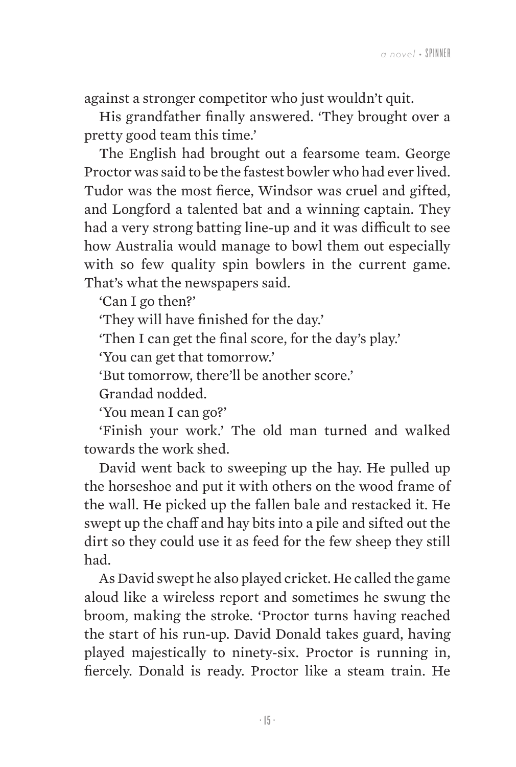against a stronger competitor who just wouldn't quit.

His grandfather finally answered. 'They brought over a pretty good team this time.'

The English had brought out a fearsome team. George Proctor was said to be the fastest bowler who had ever lived. Tudor was the most fierce, Windsor was cruel and gifted, and Longford a talented bat and a winning captain. They had a very strong batting line-up and it was difficult to see how Australia would manage to bowl them out especially with so few quality spin bowlers in the current game. That's what the newspapers said.

'Can I go then?'

'They will have finished for the day.'

'Then I can get the final score, for the day's play.'

'You can get that tomorrow.'

'But tomorrow, there'll be another score.'

Grandad nodded.

'You mean I can go?'

'Finish your work.' The old man turned and walked towards the work shed.

David went back to sweeping up the hay. He pulled up the horseshoe and put it with others on the wood frame of the wall. He picked up the fallen bale and restacked it. He swept up the chaff and hay bits into a pile and sifted out the dirt so they could use it as feed for the few sheep they still had.

As David swept he also played cricket. He called the game aloud like a wireless report and sometimes he swung the broom, making the stroke. 'Proctor turns having reached the start of his run-up. David Donald takes guard, having played majestically to ninety-six. Proctor is running in, fiercely. Donald is ready. Proctor like a steam train. He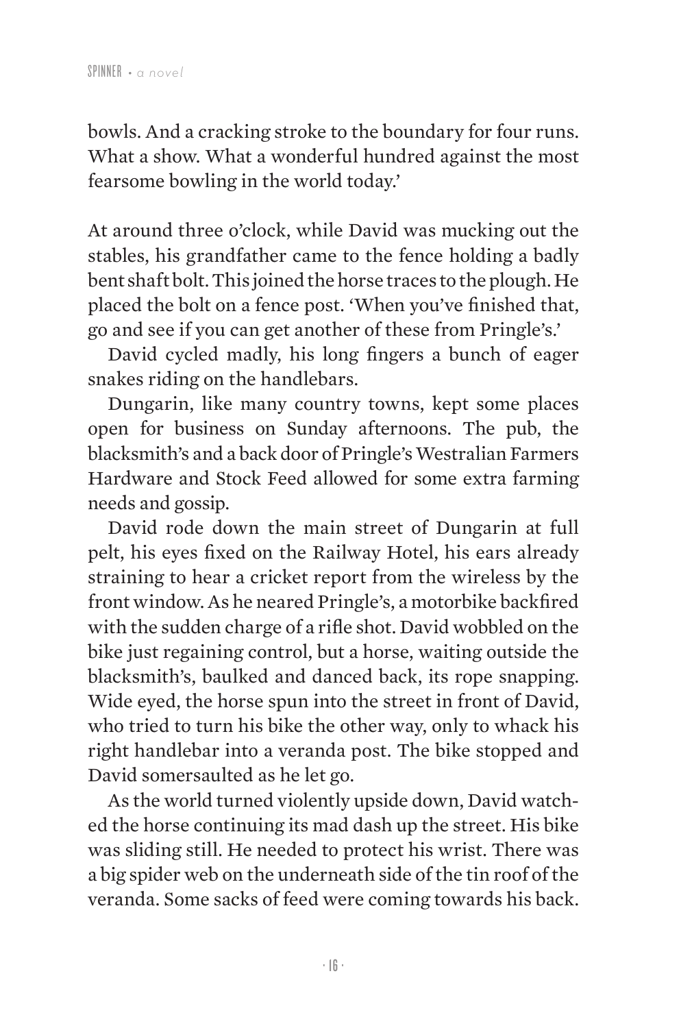bowls. And a cracking stroke to the boundary for four runs. What a show. What a wonderful hundred against the most fearsome bowling in the world today.'

At around three o'clock, while David was mucking out the stables, his grandfather came to the fence holding a badly bent shaft bolt. This joined the horse traces to the plough. He placed the bolt on a fence post. 'When you've finished that, go and see if you can get another of these from Pringle's.'

David cycled madly, his long fingers a bunch of eager snakes riding on the handlebars.

Dungarin, like many country towns, kept some places open for business on Sunday afternoons. The pub, the blacksmith's and a back door of Pringle's Westralian Farmers Hardware and Stock Feed allowed for some extra farming needs and gossip.

David rode down the main street of Dungarin at full pelt, his eyes fixed on the Railway Hotel, his ears already straining to hear a cricket report from the wireless by the front window. As he neared Pringle's, a motorbike backfired with the sudden charge of a rifle shot. David wobbled on the bike just regaining control, but a horse, waiting outside the blacksmith's, baulked and danced back, its rope snapping. Wide eyed, the horse spun into the street in front of David, who tried to turn his bike the other way, only to whack his right handlebar into a veranda post. The bike stopped and David somersaulted as he let go.

As the world turned violently upside down, David watched the horse continuing its mad dash up the street. His bike was sliding still. He needed to protect his wrist. There was a big spider web on the underneath side of the tin roof of the veranda. Some sacks of feed were coming towards his back.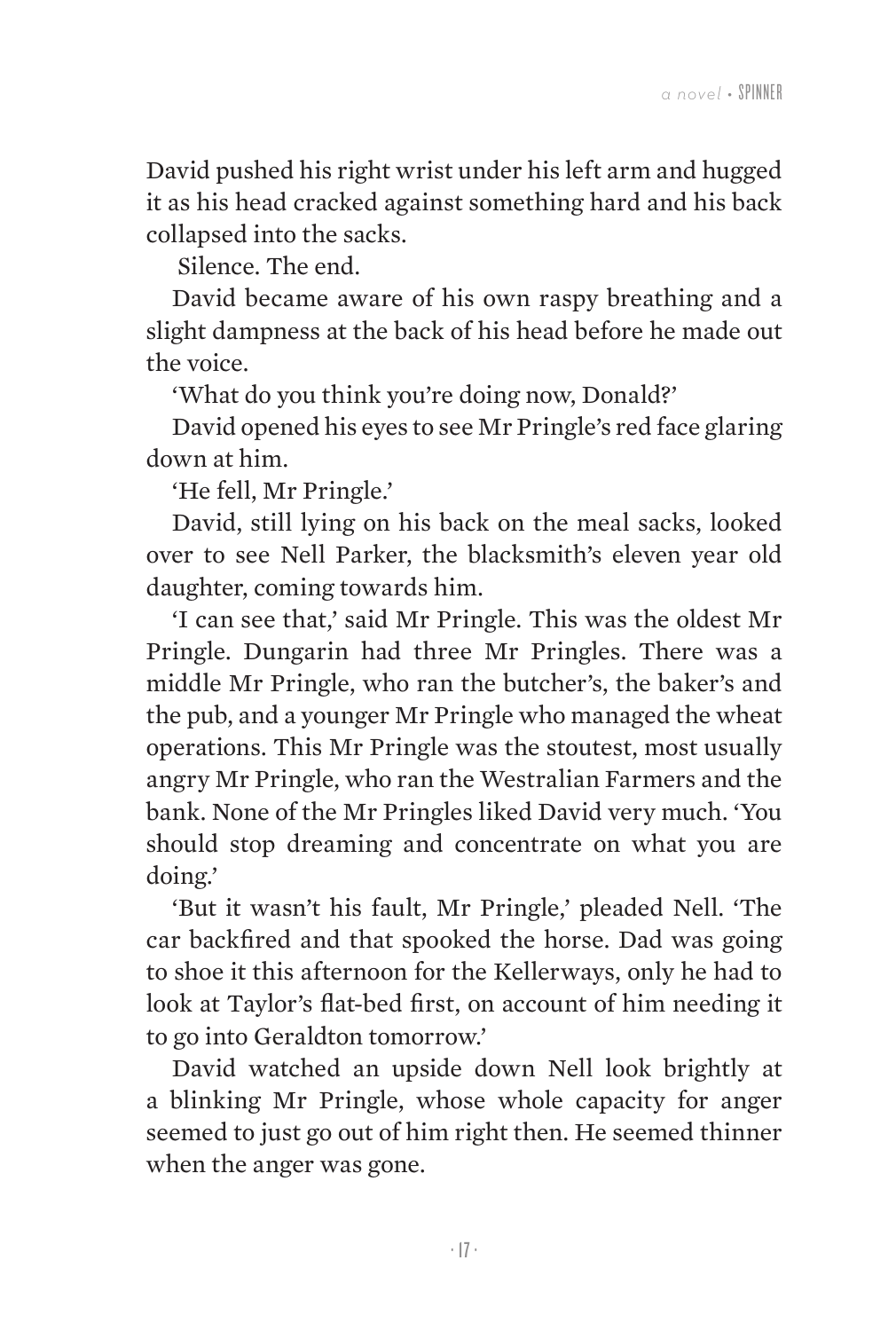David pushed his right wrist under his left arm and hugged it as his head cracked against something hard and his back collapsed into the sacks.

Silence. The end.

David became aware of his own raspy breathing and a slight dampness at the back of his head before he made out the voice.

'What do you think you're doing now, Donald?'

David opened his eyes to see Mr Pringle's red face glaring down at him.

'He fell, Mr Pringle.'

David, still lying on his back on the meal sacks, looked over to see Nell Parker, the blacksmith's eleven year old daughter, coming towards him.

'I can see that,' said Mr Pringle. This was the oldest Mr Pringle. Dungarin had three Mr Pringles. There was a middle Mr Pringle, who ran the butcher's, the baker's and the pub, and a younger Mr Pringle who managed the wheat operations. This Mr Pringle was the stoutest, most usually angry Mr Pringle, who ran the Westralian Farmers and the bank. None of the Mr Pringles liked David very much. 'You should stop dreaming and concentrate on what you are doing.'

'But it wasn't his fault, Mr Pringle,' pleaded Nell. 'The car backfired and that spooked the horse. Dad was going to shoe it this afternoon for the Kellerways, only he had to look at Taylor's flat-bed first, on account of him needing it to go into Geraldton tomorrow.'

David watched an upside down Nell look brightly at a blinking Mr Pringle, whose whole capacity for anger seemed to just go out of him right then. He seemed thinner when the anger was gone.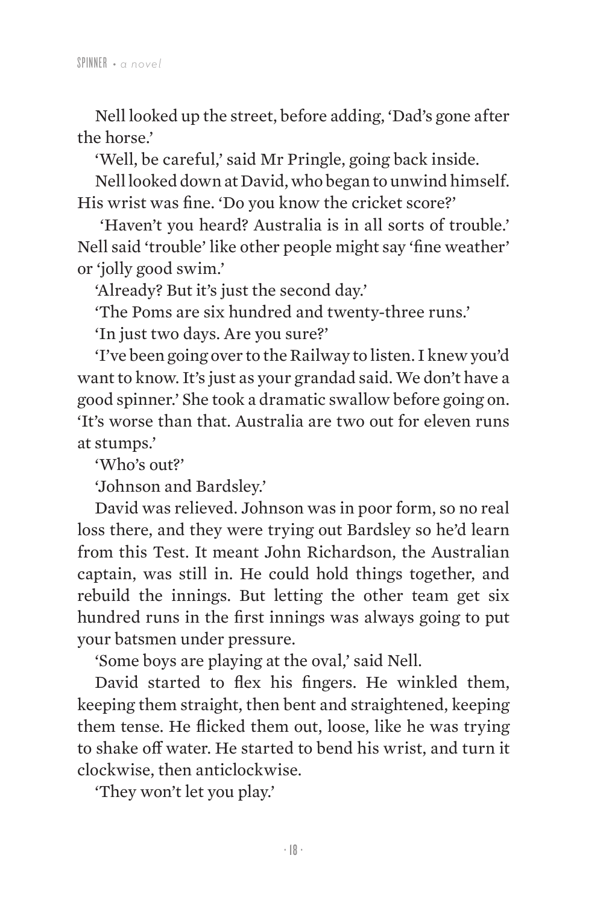Nell looked up the street, before adding, 'Dad's gone after the horse.'

'Well, be careful,' said Mr Pringle, going back inside.

Nell looked down at David, who began to unwind himself. His wrist was fine. 'Do you know the cricket score?'

'Haven't you heard? Australia is in all sorts of trouble.' Nell said 'trouble' like other people might say 'fine weather' or 'jolly good swim.'

'Already? But it's just the second day.'

'The Poms are six hundred and twenty-three runs.'

'In just two days. Are you sure?'

'I've been going over to the Railway to listen. I knew you'd want to know. It's just as your grandad said. We don't have a good spinner.' She took a dramatic swallow before going on. 'It's worse than that. Australia are two out for eleven runs at stumps.'

'Who's out?'

'Johnson and Bardsley.'

David was relieved. Johnson was in poor form, so no real loss there, and they were trying out Bardsley so he'd learn from this Test. It meant John Richardson, the Australian captain, was still in. He could hold things together, and rebuild the innings. But letting the other team get six hundred runs in the first innings was always going to put your batsmen under pressure.

'Some boys are playing at the oval,' said Nell.

David started to flex his fingers. He winkled them, keeping them straight, then bent and straightened, keeping them tense. He flicked them out, loose, like he was trying to shake off water. He started to bend his wrist, and turn it clockwise, then anticlockwise.

'They won't let you play.'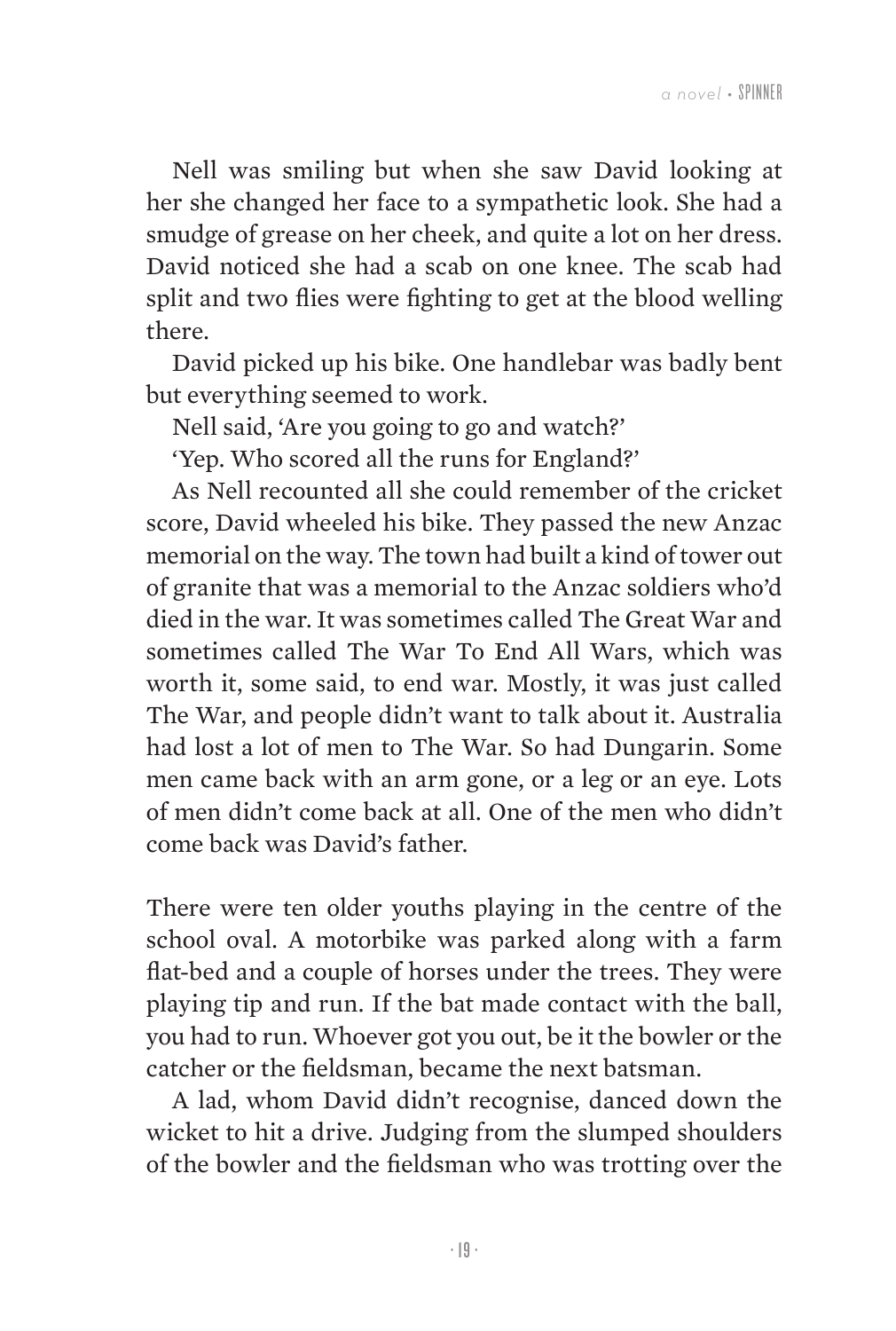Nell was smiling but when she saw David looking at her she changed her face to a sympathetic look. She had a smudge of grease on her cheek, and quite a lot on her dress. David noticed she had a scab on one knee. The scab had split and two flies were fighting to get at the blood welling there.

David picked up his bike. One handlebar was badly bent but everything seemed to work.

Nell said, 'Are you going to go and watch?'

'Yep. Who scored all the runs for England?'

As Nell recounted all she could remember of the cricket score, David wheeled his bike. They passed the new Anzac memorial on the way. The town had built a kind of tower out of granite that was a memorial to the Anzac soldiers who'd died in the war. It was sometimes called The Great War and sometimes called The War To End All Wars, which was worth it, some said, to end war. Mostly, it was just called The War, and people didn't want to talk about it. Australia had lost a lot of men to The War. So had Dungarin. Some men came back with an arm gone, or a leg or an eye. Lots of men didn't come back at all. One of the men who didn't come back was David's father.

There were ten older youths playing in the centre of the school oval. A motorbike was parked along with a farm flat-bed and a couple of horses under the trees. They were playing tip and run. If the bat made contact with the ball, you had to run. Whoever got you out, be it the bowler or the catcher or the fieldsman, became the next batsman.

A lad, whom David didn't recognise, danced down the wicket to hit a drive. Judging from the slumped shoulders of the bowler and the fieldsman who was trotting over the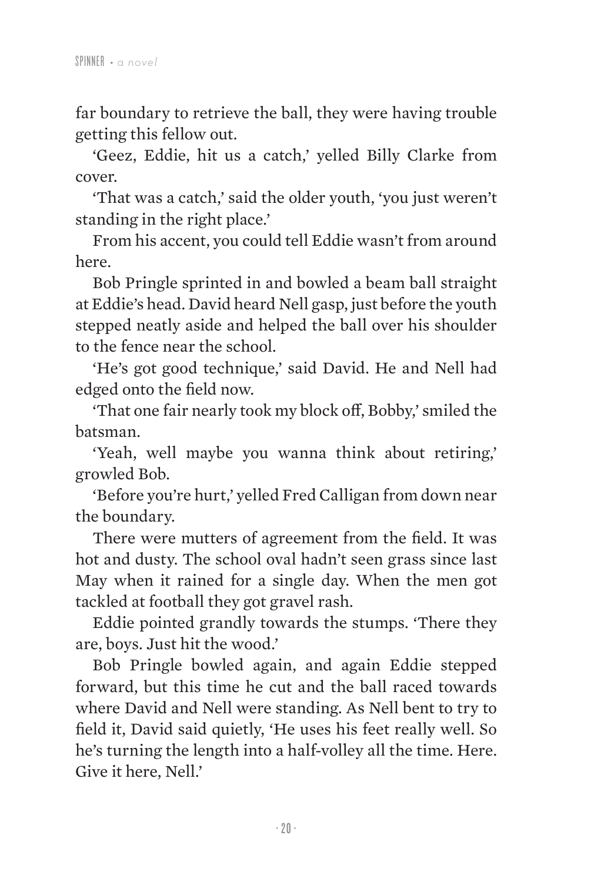far boundary to retrieve the ball, they were having trouble getting this fellow out.

'Geez, Eddie, hit us a catch,' yelled Billy Clarke from cover.

'That was a catch,' said the older youth, 'you just weren't standing in the right place.'

From his accent, you could tell Eddie wasn't from around here.

Bob Pringle sprinted in and bowled a beam ball straight at Eddie's head. David heard Nell gasp, just before the youth stepped neatly aside and helped the ball over his shoulder to the fence near the school.

'He's got good technique,' said David. He and Nell had edged onto the field now.

'That one fair nearly took my block off, Bobby,' smiled the batsman.

'Yeah, well maybe you wanna think about retiring,' growled Bob.

'Before you're hurt,' yelled Fred Calligan from down near the boundary.

There were mutters of agreement from the field. It was hot and dusty. The school oval hadn't seen grass since last May when it rained for a single day. When the men got tackled at football they got gravel rash.

Eddie pointed grandly towards the stumps. 'There they are, boys. Just hit the wood.'

Bob Pringle bowled again, and again Eddie stepped forward, but this time he cut and the ball raced towards where David and Nell were standing. As Nell bent to try to field it, David said quietly, 'He uses his feet really well. So he's turning the length into a half-volley all the time. Here. Give it here, Nell.'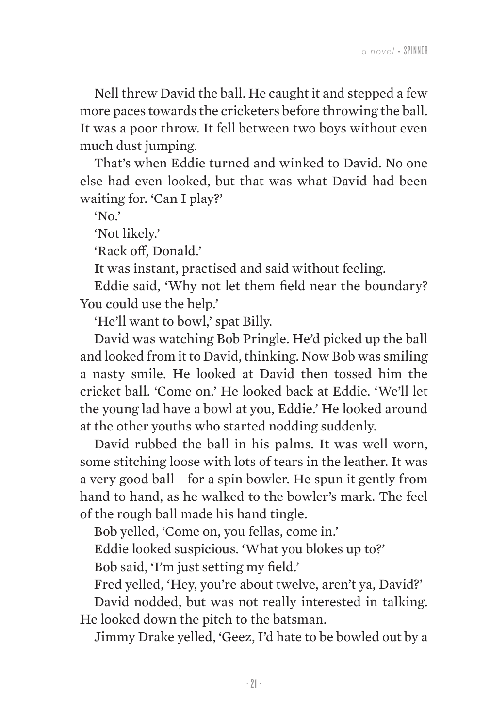Nell threw David the ball. He caught it and stepped a few more paces towards the cricketers before throwing the ball. It was a poor throw. It fell between two boys without even much dust jumping.

That's when Eddie turned and winked to David. No one else had even looked, but that was what David had been waiting for. 'Can I play?'

'No.'

'Not likely.'

'Rack off, Donald.'

It was instant, practised and said without feeling.

Eddie said, 'Why not let them field near the boundary? You could use the help.'

'He'll want to bowl,' spat Billy.

David was watching Bob Pringle. He'd picked up the ball and looked from it to David, thinking. Now Bob was smiling a nasty smile. He looked at David then tossed him the cricket ball. 'Come on.' He looked back at Eddie. 'We'll let the young lad have a bowl at you, Eddie.' He looked around at the other youths who started nodding suddenly.

David rubbed the ball in his palms. It was well worn, some stitching loose with lots of tears in the leather. It was a very good ball—for a spin bowler. He spun it gently from hand to hand, as he walked to the bowler's mark. The feel of the rough ball made his hand tingle.

Bob yelled, 'Come on, you fellas, come in.'

Eddie looked suspicious. 'What you blokes up to?'

Bob said, 'I'm just setting my field.'

Fred yelled, 'Hey, you're about twelve, aren't ya, David?'

David nodded, but was not really interested in talking. He looked down the pitch to the batsman.

Jimmy Drake yelled, 'Geez, I'd hate to be bowled out by a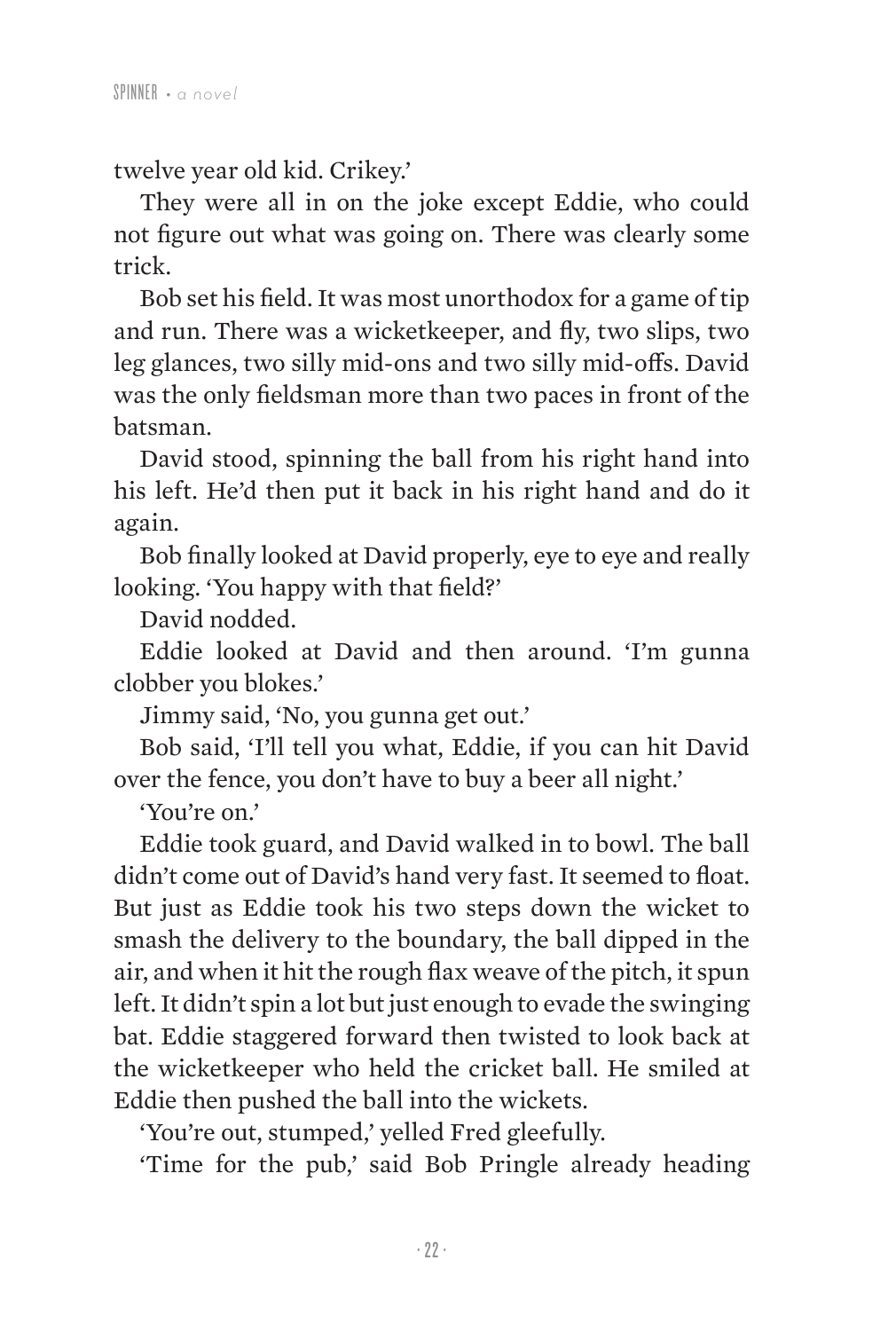twelve year old kid. Crikey.'

They were all in on the joke except Eddie, who could not figure out what was going on. There was clearly some trick.

Bob set his field. It was most unorthodox for a game of tip and run. There was a wicketkeeper, and fly, two slips, two leg glances, two silly mid-ons and two silly mid-offs. David was the only fieldsman more than two paces in front of the batsman.

David stood, spinning the ball from his right hand into his left. He'd then put it back in his right hand and do it again.

Bob finally looked at David properly, eye to eye and really looking. 'You happy with that field?'

David nodded.

Eddie looked at David and then around. 'I'm gunna clobber you blokes.'

Jimmy said, 'No, you gunna get out.'

Bob said, 'I'll tell you what, Eddie, if you can hit David over the fence, you don't have to buy a beer all night.'

'You're on.'

Eddie took guard, and David walked in to bowl. The ball didn't come out of David's hand very fast. It seemed to float. But just as Eddie took his two steps down the wicket to smash the delivery to the boundary, the ball dipped in the air, and when it hit the rough flax weave of the pitch, it spun left. It didn't spin a lot but just enough to evade the swinging bat. Eddie staggered forward then twisted to look back at the wicketkeeper who held the cricket ball. He smiled at Eddie then pushed the ball into the wickets.

'You're out, stumped,' yelled Fred gleefully.

'Time for the pub,' said Bob Pringle already heading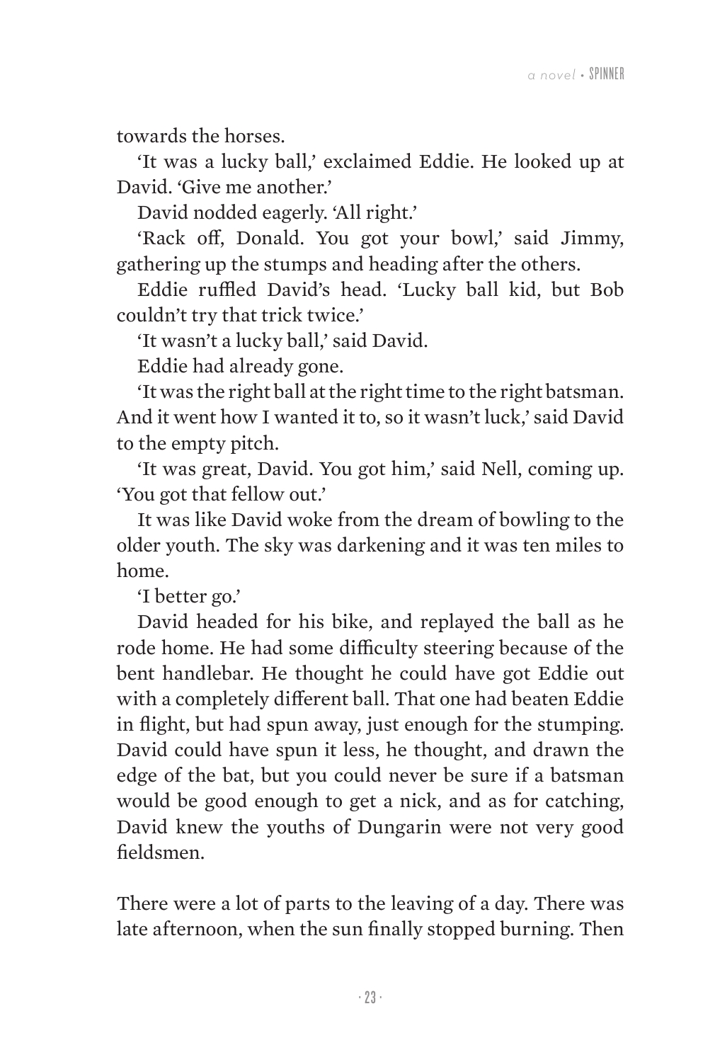towards the horses.

'It was a lucky ball,' exclaimed Eddie. He looked up at David. 'Give me another.'

David nodded eagerly. 'All right.'

'Rack off, Donald. You got your bowl,' said Jimmy, gathering up the stumps and heading after the others.

Eddie ruffled David's head. 'Lucky ball kid, but Bob couldn't try that trick twice.'

'It wasn't a lucky ball,' said David.

Eddie had already gone.

'It was the right ball at the right time to the right batsman. And it went how I wanted it to, so it wasn't luck,' said David to the empty pitch.

'It was great, David. You got him,' said Nell, coming up. 'You got that fellow out.'

It was like David woke from the dream of bowling to the older youth. The sky was darkening and it was ten miles to home.

'I better go.'

David headed for his bike, and replayed the ball as he rode home. He had some difficulty steering because of the bent handlebar. He thought he could have got Eddie out with a completely different ball. That one had beaten Eddie in flight, but had spun away, just enough for the stumping. David could have spun it less, he thought, and drawn the edge of the bat, but you could never be sure if a batsman would be good enough to get a nick, and as for catching, David knew the youths of Dungarin were not very good fieldsmen.

There were a lot of parts to the leaving of a day. There was late afternoon, when the sun finally stopped burning. Then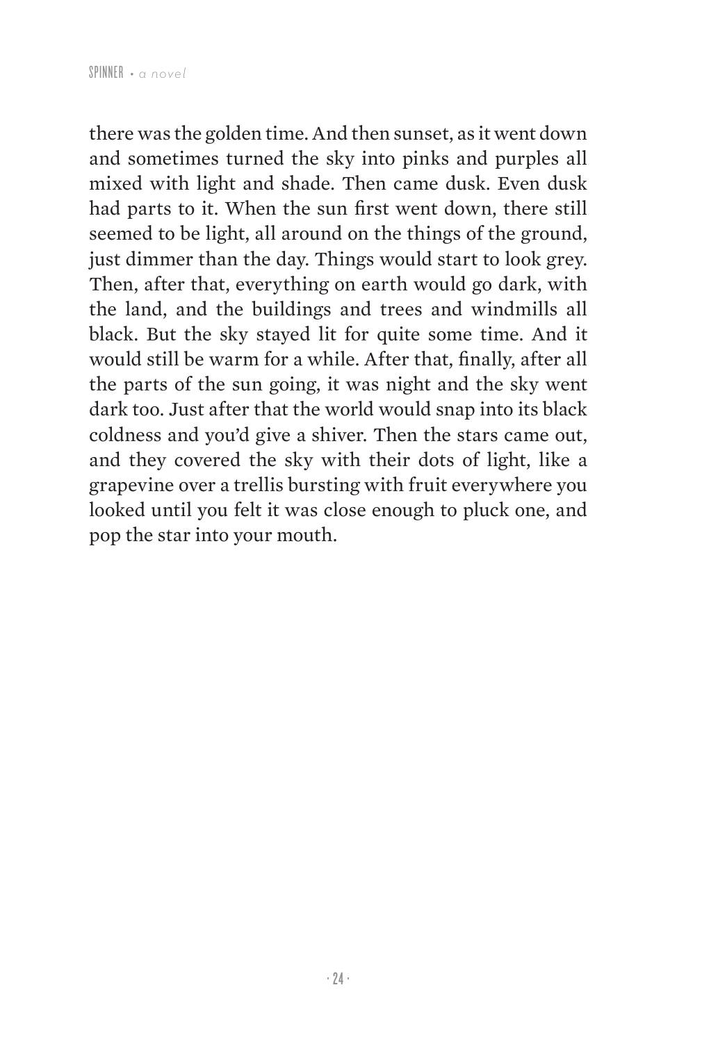there was the golden time. And then sunset, as it went down and sometimes turned the sky into pinks and purples all mixed with light and shade. Then came dusk. Even dusk had parts to it. When the sun first went down, there still seemed to be light, all around on the things of the ground, just dimmer than the day. Things would start to look grey. Then, after that, everything on earth would go dark, with the land, and the buildings and trees and windmills all black. But the sky stayed lit for quite some time. And it would still be warm for a while. After that, finally, after all the parts of the sun going, it was night and the sky went dark too. Just after that the world would snap into its black coldness and you'd give a shiver. Then the stars came out, and they covered the sky with their dots of light, like a grapevine over a trellis bursting with fruit everywhere you looked until you felt it was close enough to pluck one, and pop the star into your mouth.